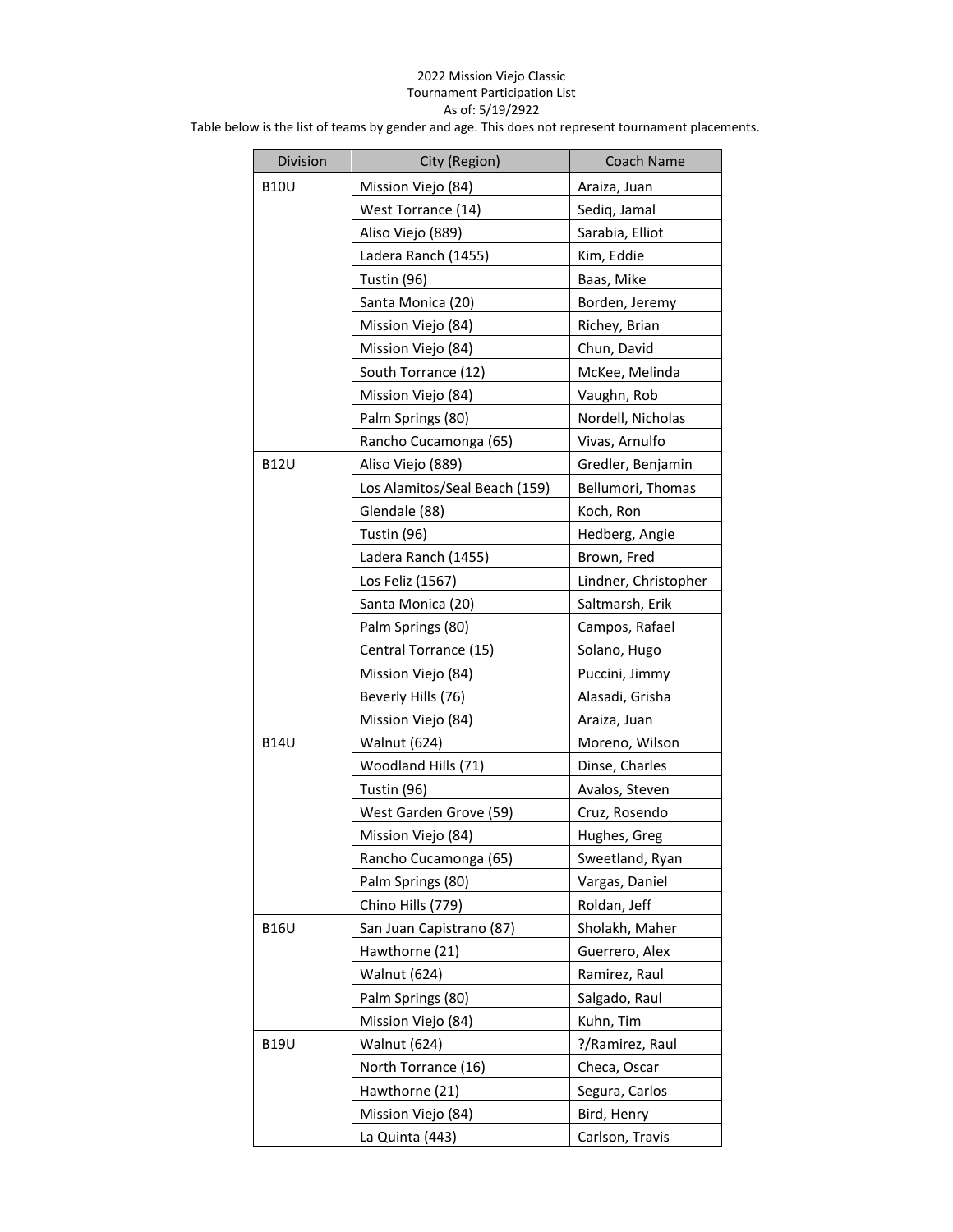2022 Mission Viejo Classic

Tournament Participation List

As of: 5/19/2922

Table below is the list of teams by gender and age. This does not represent tournament placements.

| Division | City (Region) | Coach Name |
|---|---|---|
| B10U | Mission Viejo (84) | Araiza, Juan |
| | West Torrance (14) | Sediq, Jamal |
| | Aliso Viejo (889) | Sarabia, Elliot |
| | Ladera Ranch (1455) | Kim, Eddie |
| | Tustin (96) | Baas, Mike |
| | Santa Monica (20) | Borden, Jeremy |
| | Mission Viejo (84) | Richey, Brian |
| | Mission Viejo (84) | Chun, David |
| | South Torrance (12) | McKee, Melinda |
| | Mission Viejo (84) | Vaughn, Rob |
| | Palm Springs (80) | Nordell, Nicholas |
| | Rancho Cucamonga (65) | Vivas, Arnulfo |
| B12U | Aliso Viejo (889) | Gredler, Benjamin |
| | Los Alamitos/Seal Beach (159) | Bellumori, Thomas |
| | Glendale (88) | Koch, Ron |
| | Tustin (96) | Hedberg, Angie |
| | Ladera Ranch (1455) | Brown, Fred |
| | Los Feliz (1567) | Lindner, Christopher |
| | Santa Monica (20) | Saltmarsh, Erik |
| | Palm Springs (80) | Campos, Rafael |
| | Central Torrance (15) | Solano, Hugo |
| | Mission Viejo (84) | Puccini, Jimmy |
| | Beverly Hills (76) | Alasadi, Grisha |
| | Mission Viejo (84) | Araiza, Juan |
| B14U | Walnut (624) | Moreno, Wilson |
| | Woodland Hills (71) | Dinse, Charles |
| | Tustin (96) | Avalos, Steven |
| | West Garden Grove (59) | Cruz, Rosendo |
| | Mission Viejo (84) | Hughes, Greg |
| | Rancho Cucamonga (65) | Sweetland, Ryan |
| | Palm Springs (80) | Vargas, Daniel |
| | Chino Hills (779) | Roldan, Jeff |
| B16U | San Juan Capistrano (87) | Sholakh, Maher |
| | Hawthorne (21) | Guerrero, Alex |
| | Walnut (624) | Ramirez, Raul |
| | Palm Springs (80) | Salgado, Raul |
| | Mission Viejo (84) | Kuhn, Tim |
| B19U | Walnut (624) | ?/Ramirez, Raul |
| | North Torrance (16) | Checa, Oscar |
| | Hawthorne (21) | Segura, Carlos |
| | Mission Viejo (84) | Bird, Henry |
| | La Quinta (443) | Carlson, Travis |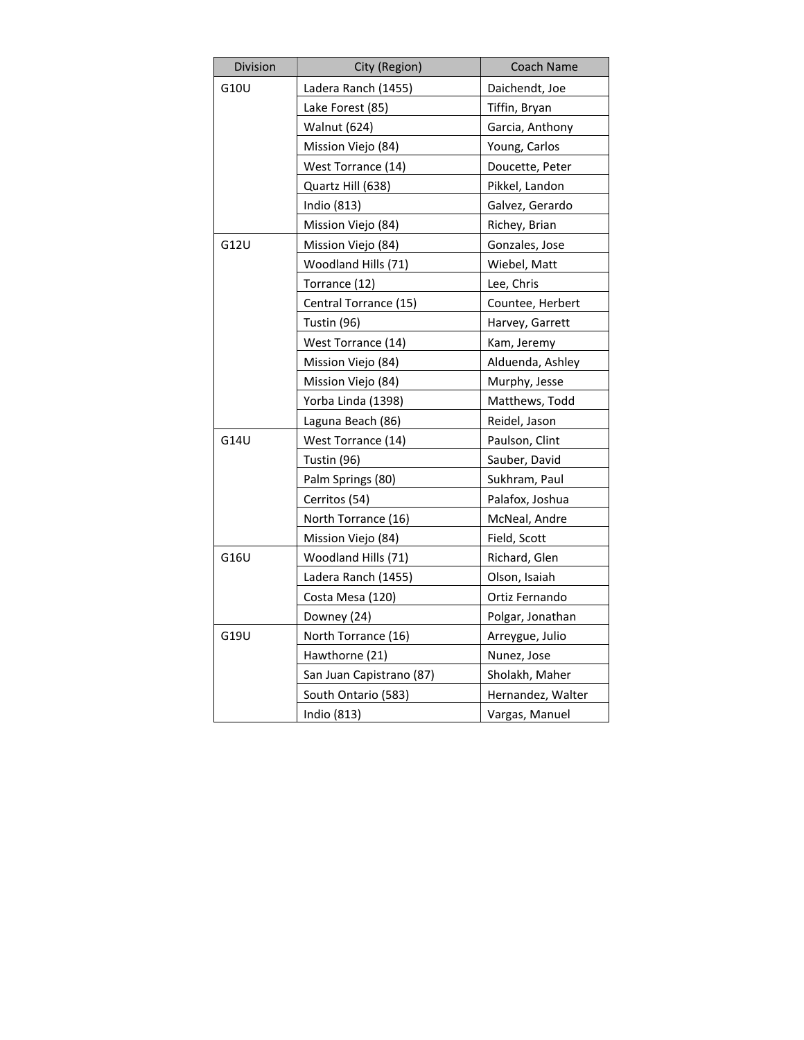| Division | City (Region) | Coach Name |
|---|---|---|
| G10U | Ladera Ranch (1455) | Daichendt, Joe |
| | Lake Forest (85) | Tiffin, Bryan |
| | Walnut (624) | Garcia, Anthony |
| | Mission Viejo (84) | Young, Carlos |
| | West Torrance (14) | Doucette, Peter |
| | Quartz Hill (638) | Pikkel, Landon |
| | Indio (813) | Galvez, Gerardo |
| | Mission Viejo (84) | Richey, Brian |
| G12U | Mission Viejo (84) | Gonzales, Jose |
| | Woodland Hills (71) | Wiebel, Matt |
| | Torrance (12) | Lee, Chris |
| | Central Torrance (15) | Countee, Herbert |
| | Tustin (96) | Harvey, Garrett |
| | West Torrance (14) | Kam, Jeremy |
| | Mission Viejo (84) | Alduenda, Ashley |
| | Mission Viejo (84) | Murphy, Jesse |
| | Yorba Linda (1398) | Matthews, Todd |
| | Laguna Beach (86) | Reidel, Jason |
| G14U | West Torrance (14) | Paulson, Clint |
| | Tustin (96) | Sauber, David |
| | Palm Springs (80) | Sukhram, Paul |
| | Cerritos (54) | Palafox, Joshua |
| | North Torrance (16) | McNeal, Andre |
| | Mission Viejo (84) | Field, Scott |
| G16U | Woodland Hills (71) | Richard, Glen |
| | Ladera Ranch (1455) | Olson, Isaiah |
| | Costa Mesa (120) | Ortiz Fernando |
| | Downey (24) | Polgar, Jonathan |
| G19U | North Torrance (16) | Arreygue, Julio |
| | Hawthorne (21) | Nunez, Jose |
| | San Juan Capistrano (87) | Sholakh, Maher |
| | South Ontario (583) | Hernandez, Walter |
| | Indio (813) | Vargas, Manuel |